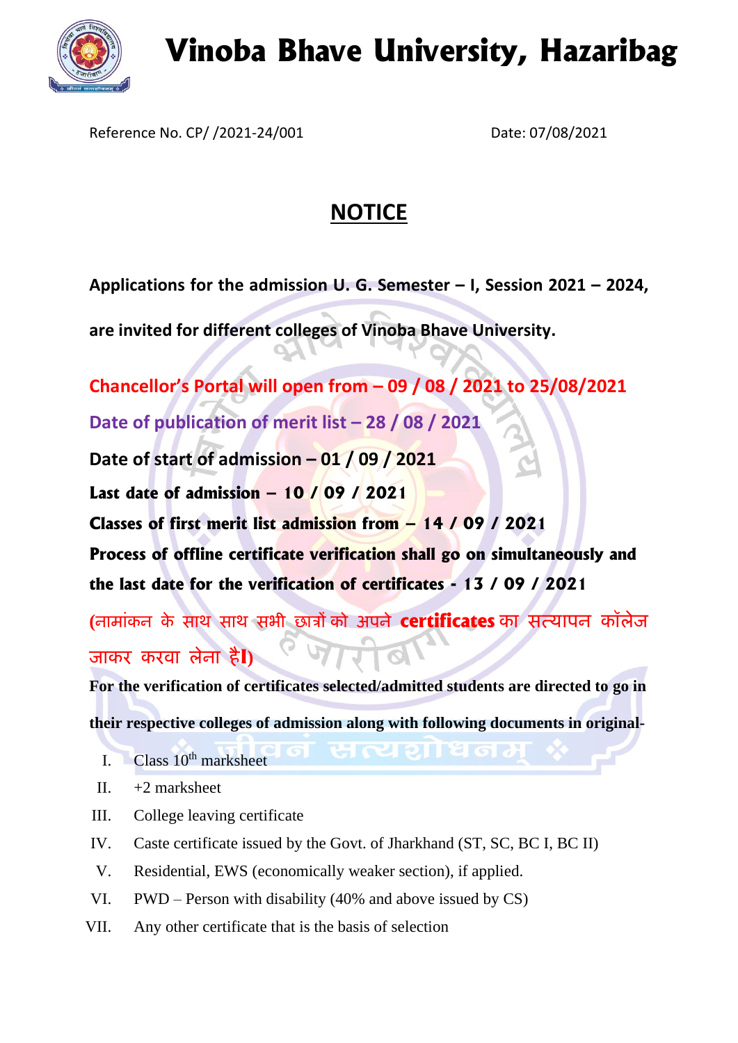# Vinoba Bhave University, Hazaribag

Reference No. CP/ /2021-24/001 Date: 07/08/2021

## NOTICE

**Applications for the admission U. G. Semester – I, Session 2021 – 2024, are invited for different colleges of Vinoba Bhave University.**

**Chancellor's Portal will open from – 09 / 08 / 2021 to 25/08/2021**

**Date of publication of merit list – 28 / 08 / 2021**

**Date of start of admission – 01 / 09 / 2021**

**Last date of admission – 10 / 09 / 2021**

**Classes of first merit list admission from – 14 / 09 / 2021**

**Process of offline certificate verification shall go on simultaneously and the last date for the verification of certificates - 13 / 09 / 2021**

(नामांकन के साथ साथ सभी छात्रों को अपने **certificates** का सत्यापन कॉलेज जाकर करवा लेना है**।)**

**For the verification of certificates selected/admitted students are directed to go in their respective colleges of admission along with following documents in original-**

I. Class 10th marksheet
II. +2 marksheet
III. College leaving certificate
IV. Caste certificate issued by the Govt. of Jharkhand (ST, SC, BC I, BC II)
V. Residential, EWS (economically weaker section), if applied.
VI. PWD – Person with disability (40% and above issued by CS)
VII. Any other certificate that is the basis of selection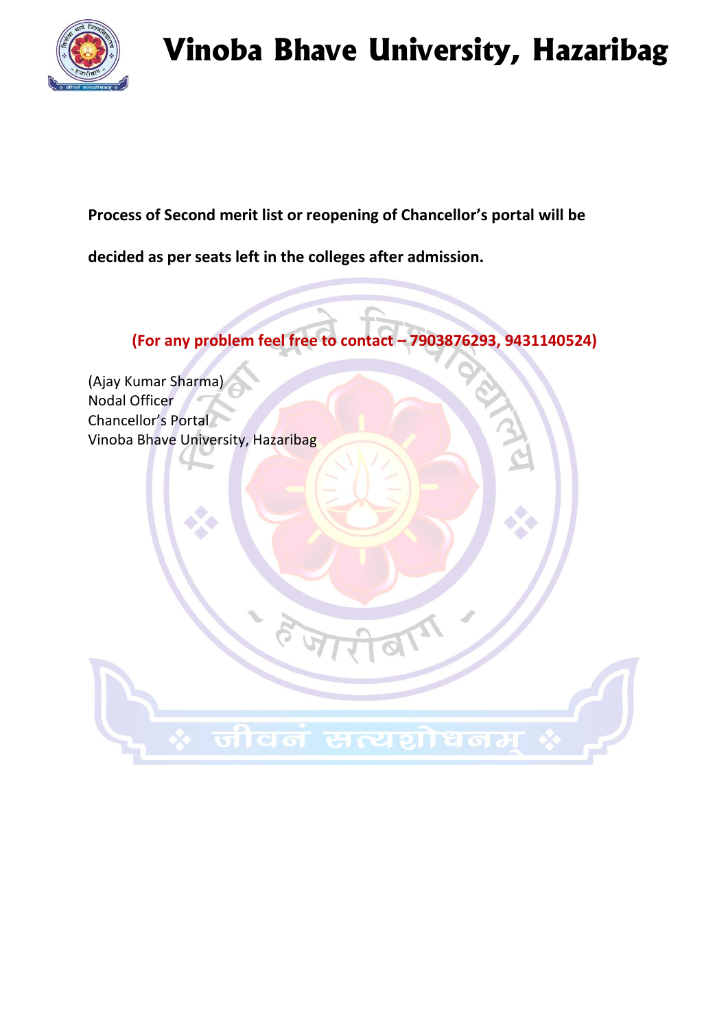**Process of Second merit list or reopening of Chancellor's portal will be decided as per seats left in the colleges after admission.**

**(For any problem feel free to contact – 7903876293, 9431140524)**

(Ajay Kumar Sharma)
Nodal Officer
Chancellor's Portal
Vinoba Bhave University, Hazaribag